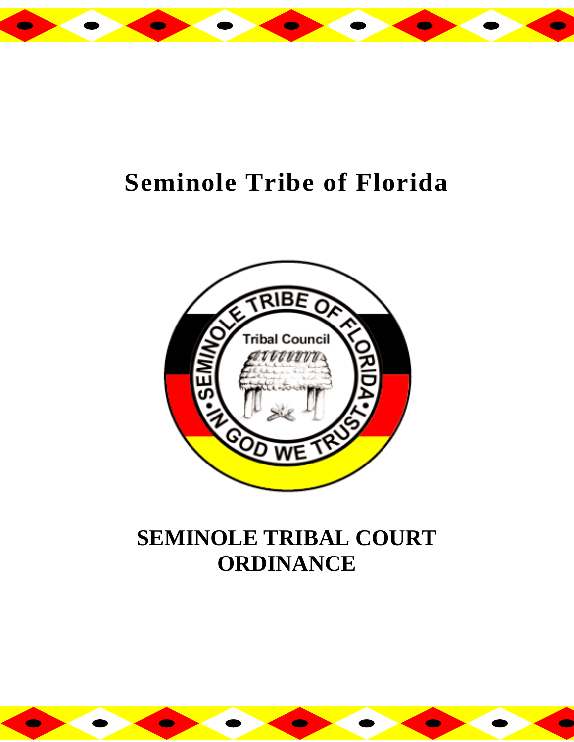# Seminole Tribe of Florida

# SEMINOLE TRIBAL COURT ORDINANCE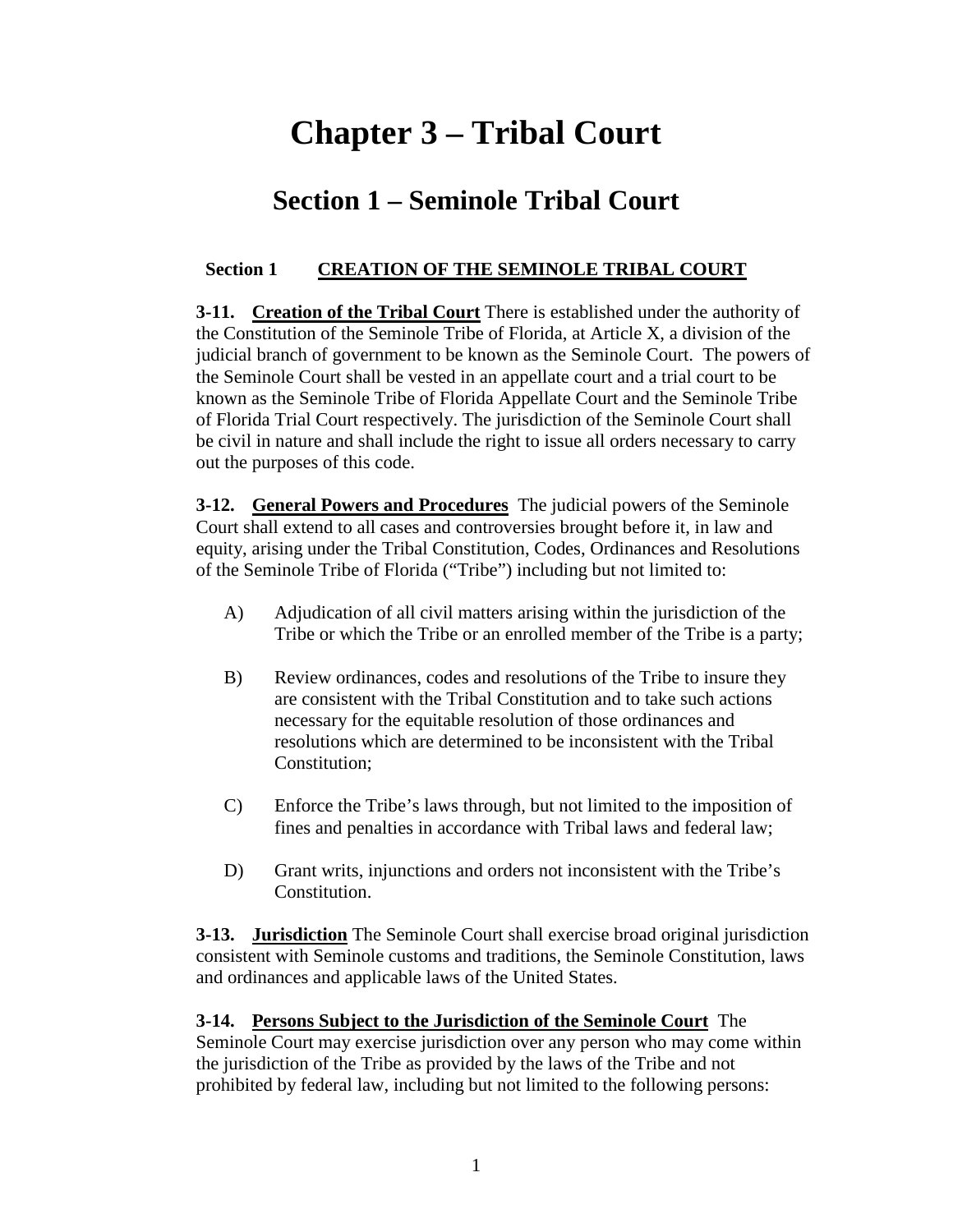# Chapter 3 – Tribal Court

## Section 1 – Seminole Tribal Court

**Section 1 CREATION OF THE SEMINOLE TRIBAL COURT**

**3-11. Creation of the Tribal Court** There is established under the authority of the Constitution of the Seminole Tribe of Florida, at Article X, a division of the judicial branch of government to be known as the Seminole Court. The powers of the Seminole Court shall be vested in an appellate court and a trial court to be known as the Seminole Tribe of Florida Appellate Court and the Seminole Tribe of Florida Trial Court respectively. The jurisdiction of the Seminole Court shall be civil in nature and shall include the right to issue all orders necessary to carry out the purposes of this code.

**3-12. General Powers and Procedures** The judicial powers of the Seminole Court shall extend to all cases and controversies brought before it, in law and equity, arising under the Tribal Constitution, Codes, Ordinances and Resolutions of the Seminole Tribe of Florida ("Tribe") including but not limited to:

A) Adjudication of all civil matters arising within the jurisdiction of the Tribe or which the Tribe or an enrolled member of the Tribe is a party;

B) Review ordinances, codes and resolutions of the Tribe to insure they are consistent with the Tribal Constitution and to take such actions necessary for the equitable resolution of those ordinances and resolutions which are determined to be inconsistent with the Tribal Constitution;

C) Enforce the Tribe's laws through, but not limited to the imposition of fines and penalties in accordance with Tribal laws and federal law;

D) Grant writs, injunctions and orders not inconsistent with the Tribe's Constitution.

**3-13. Jurisdiction** The Seminole Court shall exercise broad original jurisdiction consistent with Seminole customs and traditions, the Seminole Constitution, laws and ordinances and applicable laws of the United States.

**3-14. Persons Subject to the Jurisdiction of the Seminole Court** The Seminole Court may exercise jurisdiction over any person who may come within the jurisdiction of the Tribe as provided by the laws of the Tribe and not prohibited by federal law, including but not limited to the following persons: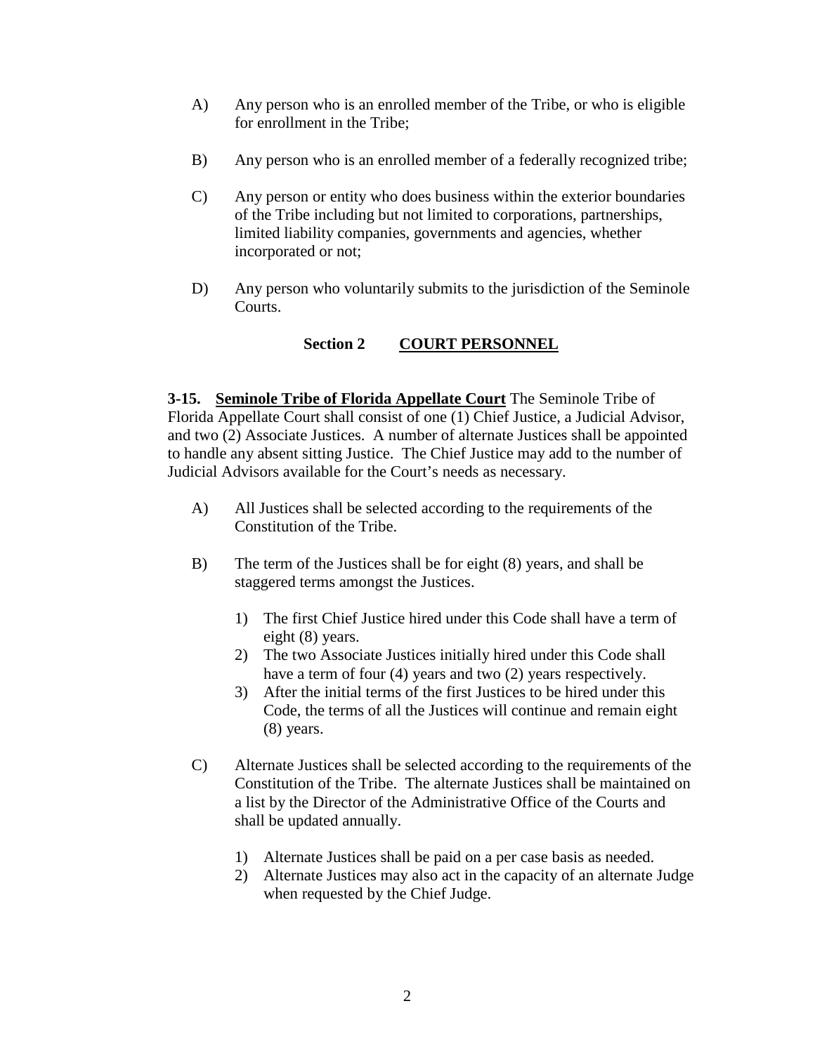A) Any person who is an enrolled member of the Tribe, or who is eligible for enrollment in the Tribe;

B) Any person who is an enrolled member of a federally recognized tribe;

C) Any person or entity who does business within the exterior boundaries of the Tribe including but not limited to corporations, partnerships, limited liability companies, governments and agencies, whether incorporated or not;

D) Any person who voluntarily submits to the jurisdiction of the Seminole Courts.

## Section 2 COURT PERSONNEL

**3-15. Seminole Tribe of Florida Appellate Court** The Seminole Tribe of Florida Appellate Court shall consist of one (1) Chief Justice, a Judicial Advisor, and two (2) Associate Justices. A number of alternate Justices shall be appointed to handle any absent sitting Justice. The Chief Justice may add to the number of Judicial Advisors available for the Court's needs as necessary.

A) All Justices shall be selected according to the requirements of the Constitution of the Tribe.

B) The term of the Justices shall be for eight (8) years, and shall be staggered terms amongst the Justices.

   1) The first Chief Justice hired under this Code shall have a term of eight (8) years.
   2) The two Associate Justices initially hired under this Code shall have a term of four (4) years and two (2) years respectively.
   3) After the initial terms of the first Justices to be hired under this Code, the terms of all the Justices will continue and remain eight (8) years.

C) Alternate Justices shall be selected according to the requirements of the Constitution of the Tribe. The alternate Justices shall be maintained on a list by the Director of the Administrative Office of the Courts and shall be updated annually.

   1) Alternate Justices shall be paid on a per case basis as needed.
   2) Alternate Justices may also act in the capacity of an alternate Judge when requested by the Chief Judge.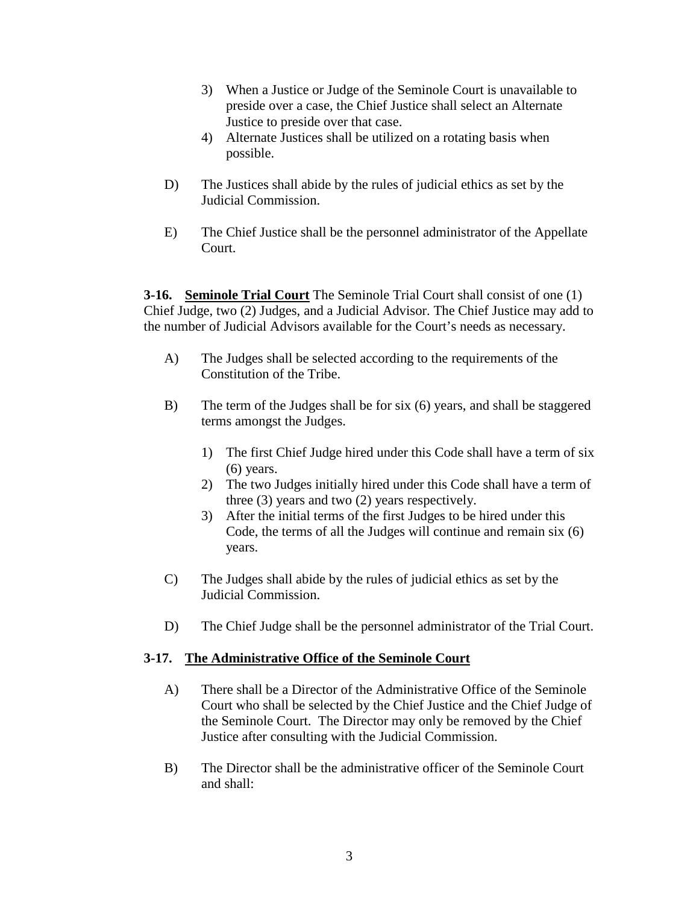3) When a Justice or Judge of the Seminole Court is unavailable to preside over a case, the Chief Justice shall select an Alternate Justice to preside over that case.
4) Alternate Justices shall be utilized on a rotating basis when possible.

D) The Justices shall abide by the rules of judicial ethics as set by the Judicial Commission.

E) The Chief Justice shall be the personnel administrator of the Appellate Court.

**3-16. <u>Seminole Trial Court</u>** The Seminole Trial Court shall consist of one (1) Chief Judge, two (2) Judges, and a Judicial Advisor. The Chief Justice may add to the number of Judicial Advisors available for the Court's needs as necessary.

A) The Judges shall be selected according to the requirements of the Constitution of the Tribe.

B) The term of the Judges shall be for six (6) years, and shall be staggered terms amongst the Judges.

1) The first Chief Judge hired under this Code shall have a term of six (6) years.
2) The two Judges initially hired under this Code shall have a term of three (3) years and two (2) years respectively.
3) After the initial terms of the first Judges to be hired under this Code, the terms of all the Judges will continue and remain six (6) years.

C) The Judges shall abide by the rules of judicial ethics as set by the Judicial Commission.

D) The Chief Judge shall be the personnel administrator of the Trial Court.

**3-17. <u>The Administrative Office of the Seminole Court</u>**

A) There shall be a Director of the Administrative Office of the Seminole Court who shall be selected by the Chief Justice and the Chief Judge of the Seminole Court. The Director may only be removed by the Chief Justice after consulting with the Judicial Commission.

B) The Director shall be the administrative officer of the Seminole Court and shall: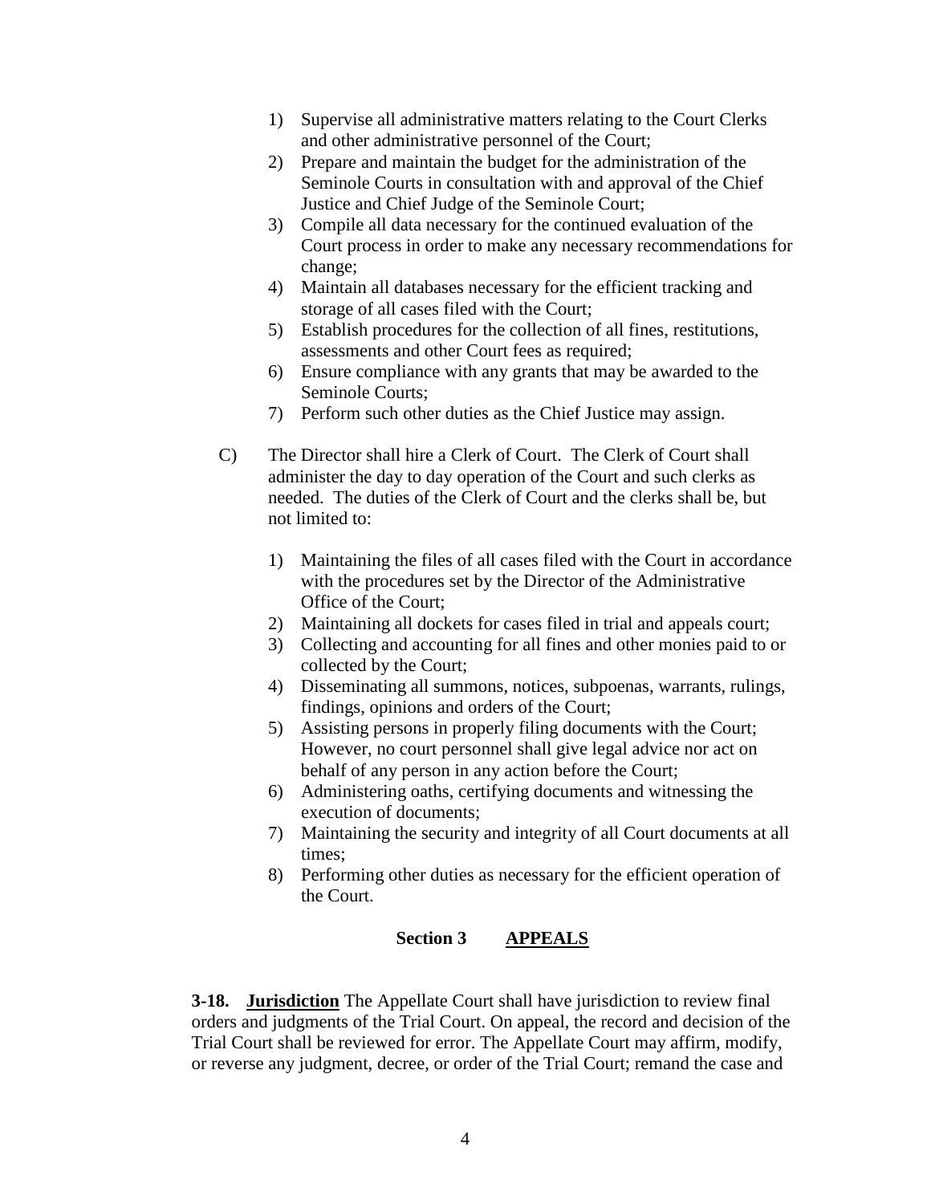1) Supervise all administrative matters relating to the Court Clerks and other administrative personnel of the Court;
2) Prepare and maintain the budget for the administration of the Seminole Courts in consultation with and approval of the Chief Justice and Chief Judge of the Seminole Court;
3) Compile all data necessary for the continued evaluation of the Court process in order to make any necessary recommendations for change;
4) Maintain all databases necessary for the efficient tracking and storage of all cases filed with the Court;
5) Establish procedures for the collection of all fines, restitutions, assessments and other Court fees as required;
6) Ensure compliance with any grants that may be awarded to the Seminole Courts;
7) Perform such other duties as the Chief Justice may assign.

C) The Director shall hire a Clerk of Court. The Clerk of Court shall administer the day to day operation of the Court and such clerks as needed. The duties of the Clerk of Court and the clerks shall be, but not limited to:

1) Maintaining the files of all cases filed with the Court in accordance with the procedures set by the Director of the Administrative Office of the Court;
2) Maintaining all dockets for cases filed in trial and appeals court;
3) Collecting and accounting for all fines and other monies paid to or collected by the Court;
4) Disseminating all summons, notices, subpoenas, warrants, rulings, findings, opinions and orders of the Court;
5) Assisting persons in properly filing documents with the Court; However, no court personnel shall give legal advice nor act on behalf of any person in any action before the Court;
6) Administering oaths, certifying documents and witnessing the execution of documents;
7) Maintaining the security and integrity of all Court documents at all times;
8) Performing other duties as necessary for the efficient operation of the Court.

## Section 3 APPEALS

**3-18. Jurisdiction** The Appellate Court shall have jurisdiction to review final orders and judgments of the Trial Court. On appeal, the record and decision of the Trial Court shall be reviewed for error. The Appellate Court may affirm, modify, or reverse any judgment, decree, or order of the Trial Court; remand the case and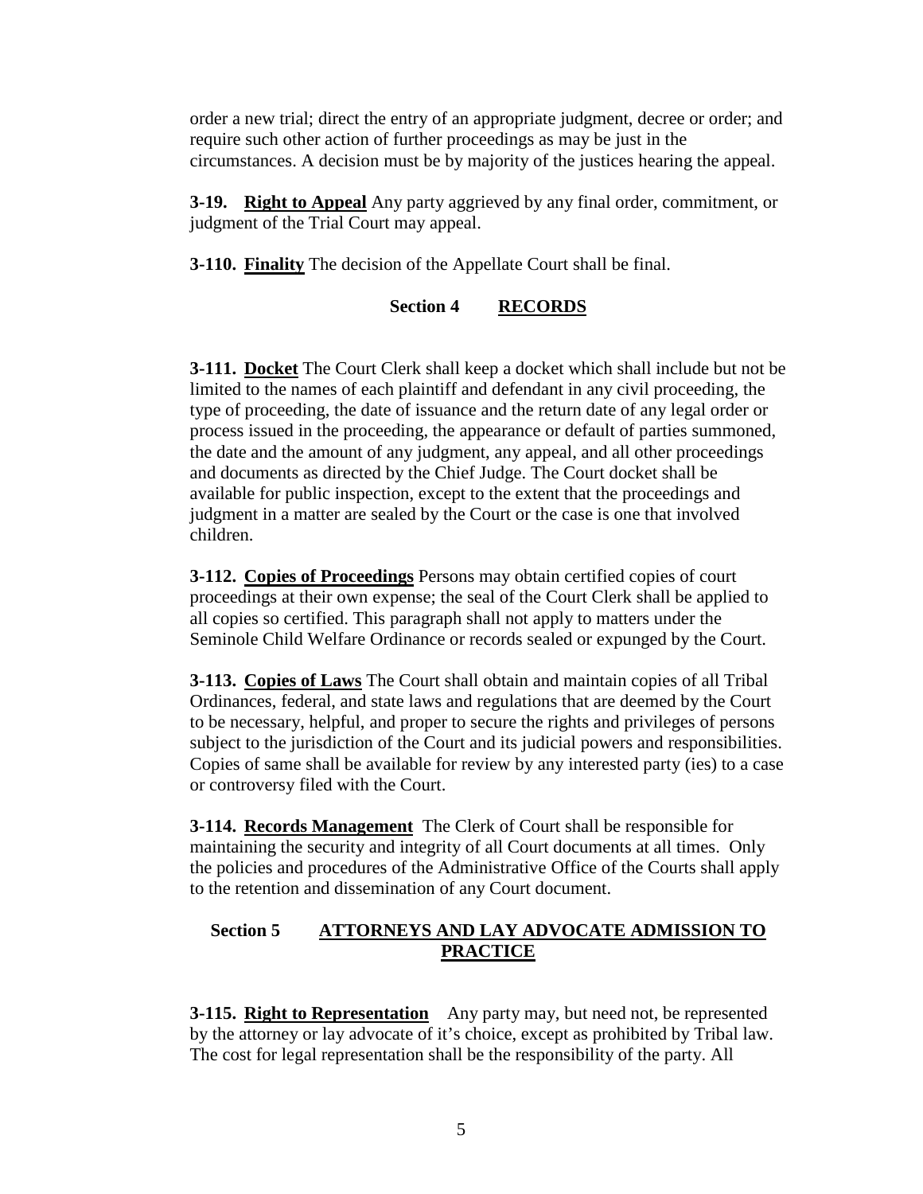order a new trial; direct the entry of an appropriate judgment, decree or order; and require such other action of further proceedings as may be just in the circumstances. A decision must be by majority of the justices hearing the appeal.

**3-19. Right to Appeal** Any party aggrieved by any final order, commitment, or judgment of the Trial Court may appeal.

**3-110. Finality** The decision of the Appellate Court shall be final.

## Section 4 RECORDS

**3-111. Docket** The Court Clerk shall keep a docket which shall include but not be limited to the names of each plaintiff and defendant in any civil proceeding, the type of proceeding, the date of issuance and the return date of any legal order or process issued in the proceeding, the appearance or default of parties summoned, the date and the amount of any judgment, any appeal, and all other proceedings and documents as directed by the Chief Judge. The Court docket shall be available for public inspection, except to the extent that the proceedings and judgment in a matter are sealed by the Court or the case is one that involved children.

**3-112. Copies of Proceedings** Persons may obtain certified copies of court proceedings at their own expense; the seal of the Court Clerk shall be applied to all copies so certified. This paragraph shall not apply to matters under the Seminole Child Welfare Ordinance or records sealed or expunged by the Court.

**3-113. Copies of Laws** The Court shall obtain and maintain copies of all Tribal Ordinances, federal, and state laws and regulations that are deemed by the Court to be necessary, helpful, and proper to secure the rights and privileges of persons subject to the jurisdiction of the Court and its judicial powers and responsibilities. Copies of same shall be available for review by any interested party (ies) to a case or controversy filed with the Court.

**3-114. Records Management** The Clerk of Court shall be responsible for maintaining the security and integrity of all Court documents at all times. Only the policies and procedures of the Administrative Office of the Courts shall apply to the retention and dissemination of any Court document.

## Section 5 ATTORNEYS AND LAY ADVOCATE ADMISSION TO PRACTICE

**3-115. Right to Representation** Any party may, but need not, be represented by the attorney or lay advocate of it's choice, except as prohibited by Tribal law. The cost for legal representation shall be the responsibility of the party. All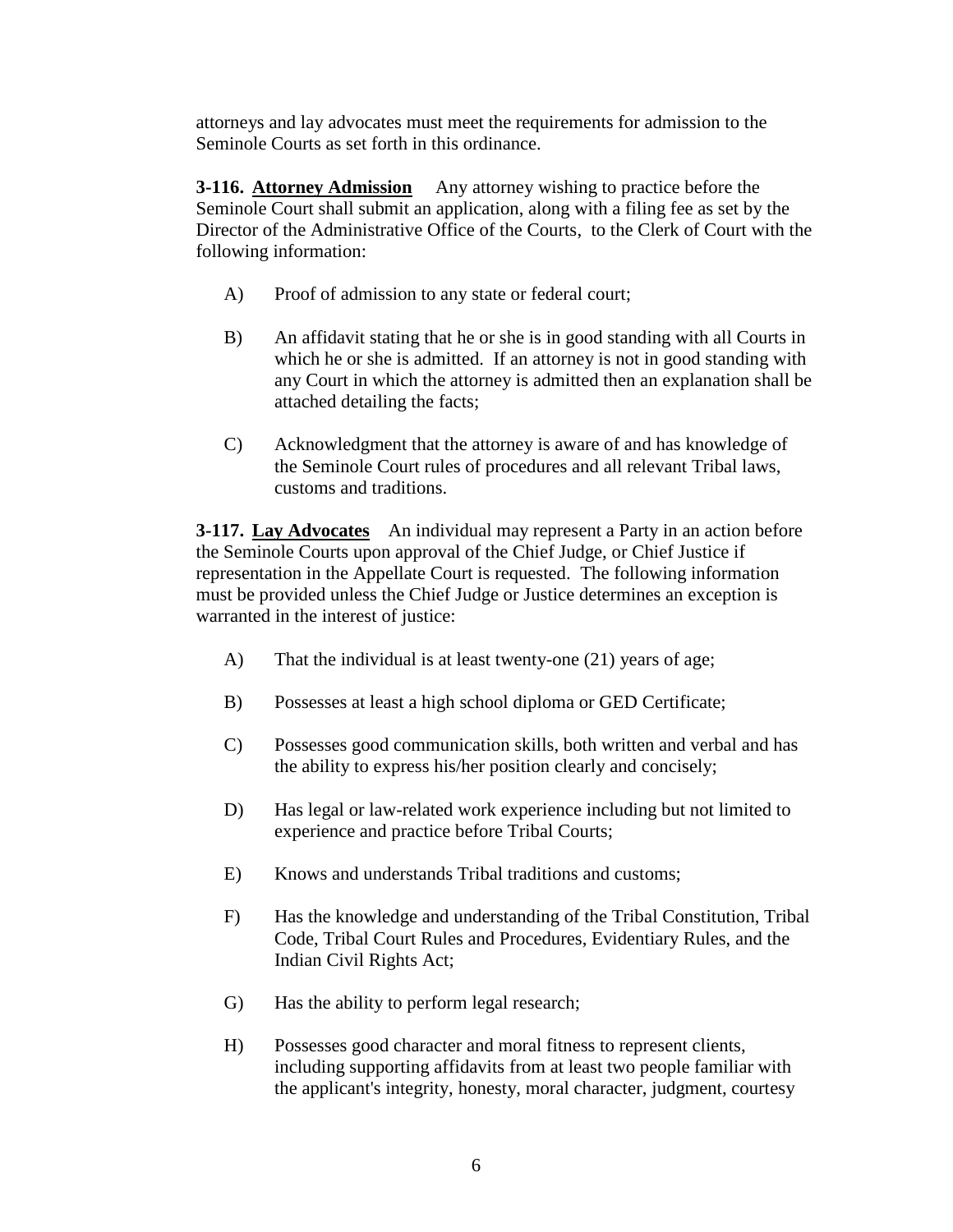attorneys and lay advocates must meet the requirements for admission to the Seminole Courts as set forth in this ordinance.

**3-116. Attorney Admission** Any attorney wishing to practice before the Seminole Court shall submit an application, along with a filing fee as set by the Director of the Administrative Office of the Courts, to the Clerk of Court with the following information:

A) Proof of admission to any state or federal court;

B) An affidavit stating that he or she is in good standing with all Courts in which he or she is admitted. If an attorney is not in good standing with any Court in which the attorney is admitted then an explanation shall be attached detailing the facts;

C) Acknowledgment that the attorney is aware of and has knowledge of the Seminole Court rules of procedures and all relevant Tribal laws, customs and traditions.

**3-117. Lay Advocates** An individual may represent a Party in an action before the Seminole Courts upon approval of the Chief Judge, or Chief Justice if representation in the Appellate Court is requested. The following information must be provided unless the Chief Judge or Justice determines an exception is warranted in the interest of justice:

A) That the individual is at least twenty-one (21) years of age;

B) Possesses at least a high school diploma or GED Certificate;

C) Possesses good communication skills, both written and verbal and has the ability to express his/her position clearly and concisely;

D) Has legal or law-related work experience including but not limited to experience and practice before Tribal Courts;

E) Knows and understands Tribal traditions and customs;

F) Has the knowledge and understanding of the Tribal Constitution, Tribal Code, Tribal Court Rules and Procedures, Evidentiary Rules, and the Indian Civil Rights Act;

G) Has the ability to perform legal research;

H) Possesses good character and moral fitness to represent clients, including supporting affidavits from at least two people familiar with the applicant's integrity, honesty, moral character, judgment, courtesy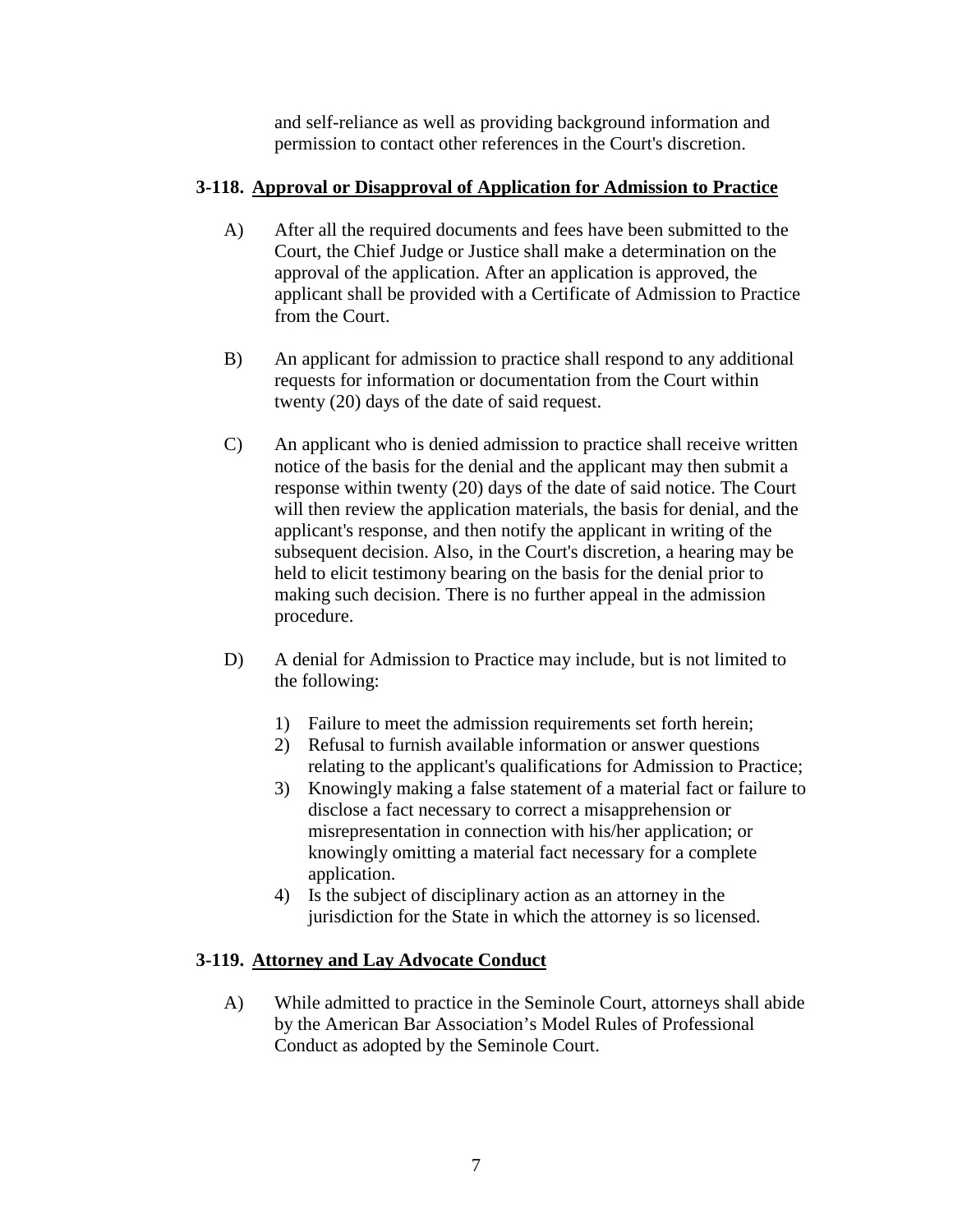and self-reliance as well as providing background information and permission to contact other references in the Court's discretion.

### 3-118. Approval or Disapproval of Application for Admission to Practice

A) After all the required documents and fees have been submitted to the Court, the Chief Judge or Justice shall make a determination on the approval of the application. After an application is approved, the applicant shall be provided with a Certificate of Admission to Practice from the Court.

B) An applicant for admission to practice shall respond to any additional requests for information or documentation from the Court within twenty (20) days of the date of said request.

C) An applicant who is denied admission to practice shall receive written notice of the basis for the denial and the applicant may then submit a response within twenty (20) days of the date of said notice. The Court will then review the application materials, the basis for denial, and the applicant's response, and then notify the applicant in writing of the subsequent decision. Also, in the Court's discretion, a hearing may be held to elicit testimony bearing on the basis for the denial prior to making such decision. There is no further appeal in the admission procedure.

D) A denial for Admission to Practice may include, but is not limited to the following:

1) Failure to meet the admission requirements set forth herein;
2) Refusal to furnish available information or answer questions relating to the applicant's qualifications for Admission to Practice;
3) Knowingly making a false statement of a material fact or failure to disclose a fact necessary to correct a misapprehension or misrepresentation in connection with his/her application; or knowingly omitting a material fact necessary for a complete application.
4) Is the subject of disciplinary action as an attorney in the jurisdiction for the State in which the attorney is so licensed.

### 3-119. Attorney and Lay Advocate Conduct

A) While admitted to practice in the Seminole Court, attorneys shall abide by the American Bar Association's Model Rules of Professional Conduct as adopted by the Seminole Court.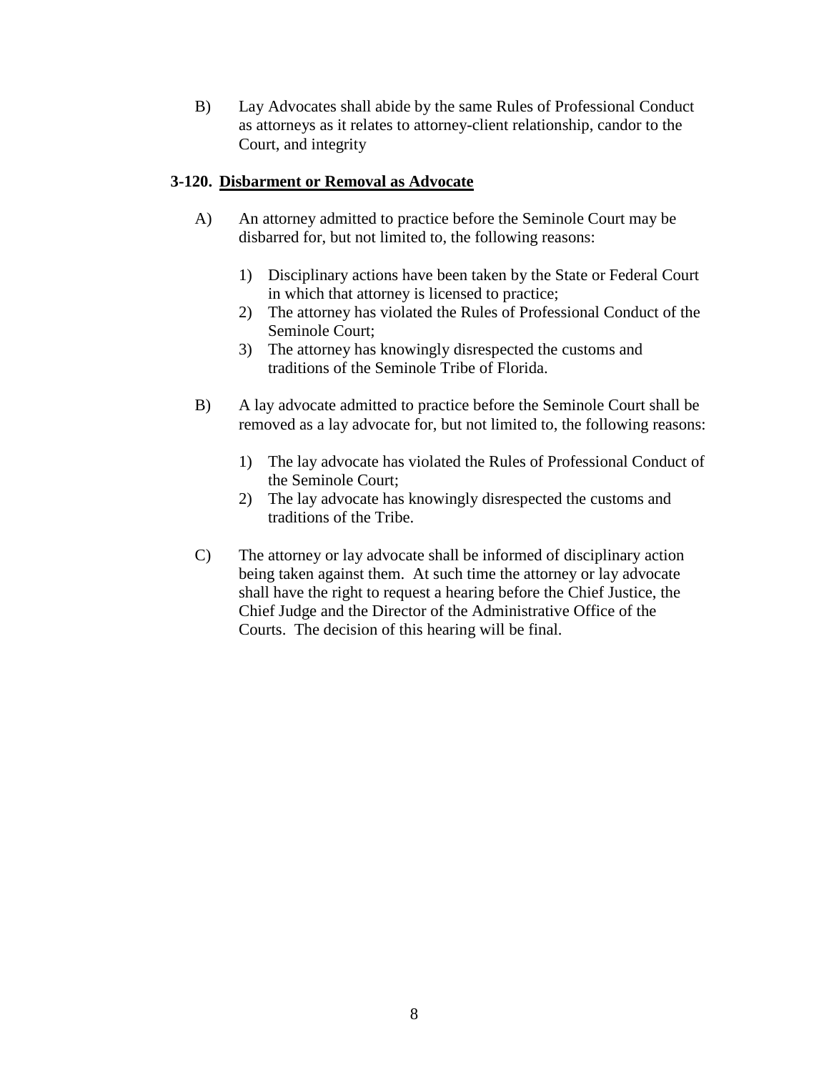B) Lay Advocates shall abide by the same Rules of Professional Conduct as attorneys as it relates to attorney-client relationship, candor to the Court, and integrity

### 3-120. Disbarment or Removal as Advocate

A) An attorney admitted to practice before the Seminole Court may be disbarred for, but not limited to, the following reasons:

1) Disciplinary actions have been taken by the State or Federal Court in which that attorney is licensed to practice;
2) The attorney has violated the Rules of Professional Conduct of the Seminole Court;
3) The attorney has knowingly disrespected the customs and traditions of the Seminole Tribe of Florida.

B) A lay advocate admitted to practice before the Seminole Court shall be removed as a lay advocate for, but not limited to, the following reasons:

1) The lay advocate has violated the Rules of Professional Conduct of the Seminole Court;
2) The lay advocate has knowingly disrespected the customs and traditions of the Tribe.

C) The attorney or lay advocate shall be informed of disciplinary action being taken against them. At such time the attorney or lay advocate shall have the right to request a hearing before the Chief Justice, the Chief Judge and the Director of the Administrative Office of the Courts. The decision of this hearing will be final.